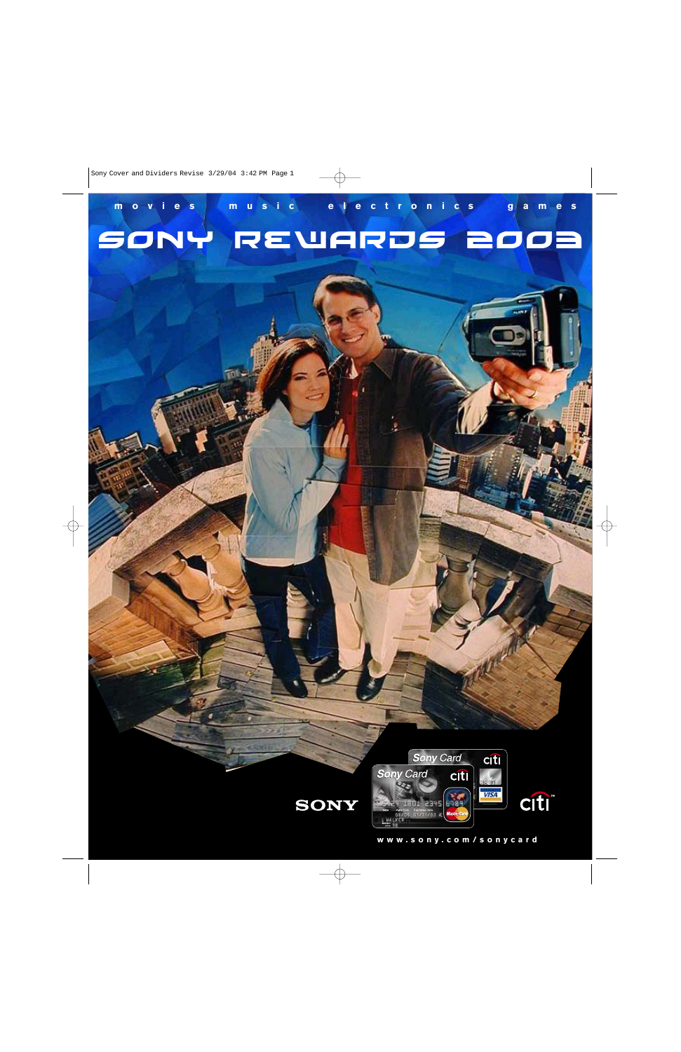movies music electronics games

# SONY REWARDS 2003

SONY

Sony Card citi

citi

www.sony.com/sonycard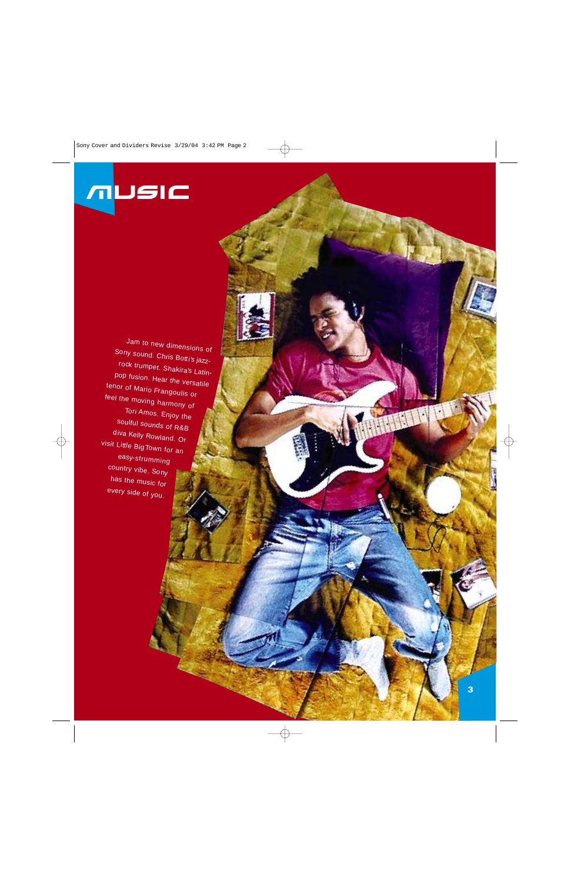# MUSIC

Jam to new dimensions of Sony sound. Chris Botti's jazz-rock trumpet. Shakira's Latin-pop fusion. Hear the versatile tenor of Mario Frangoulis or feel the moving harmony of Tori Amos. Enjoy the soulful sounds of R&B diva Kelly Rowland. Or visit Little Big Town for an easy-strumming country vibe. Sony has the music for every side of you.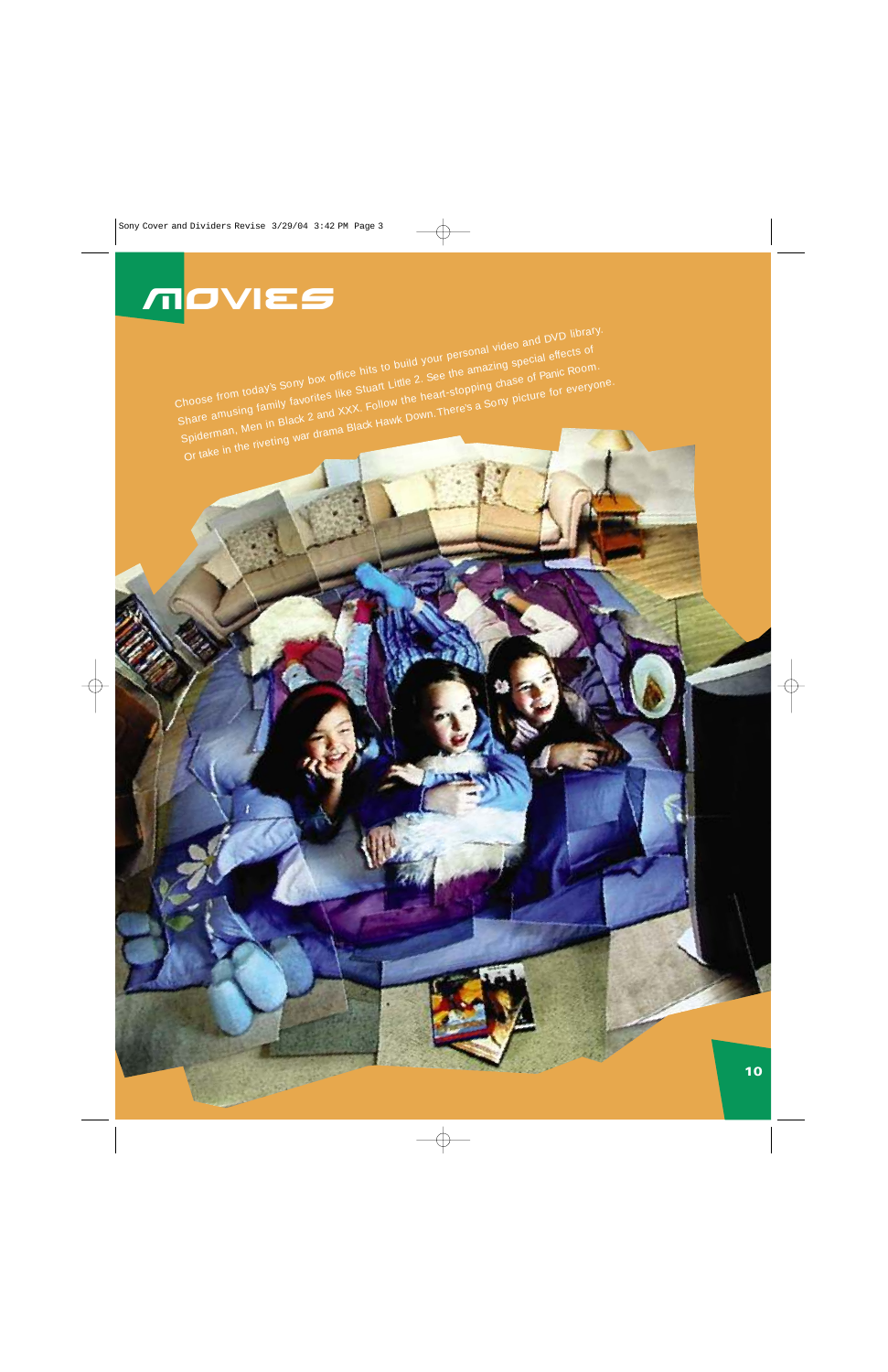# MOVIES

Choose from today's Sony box office hits to build your personal video and DVD library. Share amusing family favorites like Stuart Little 2. See the amazing special effects of Spiderman, Men in Black 2 and XXX. Follow the heart-stopping chase of Panic Room. Or take in the riveting war drama Black Hawk Down. There's a Sony picture for everyone.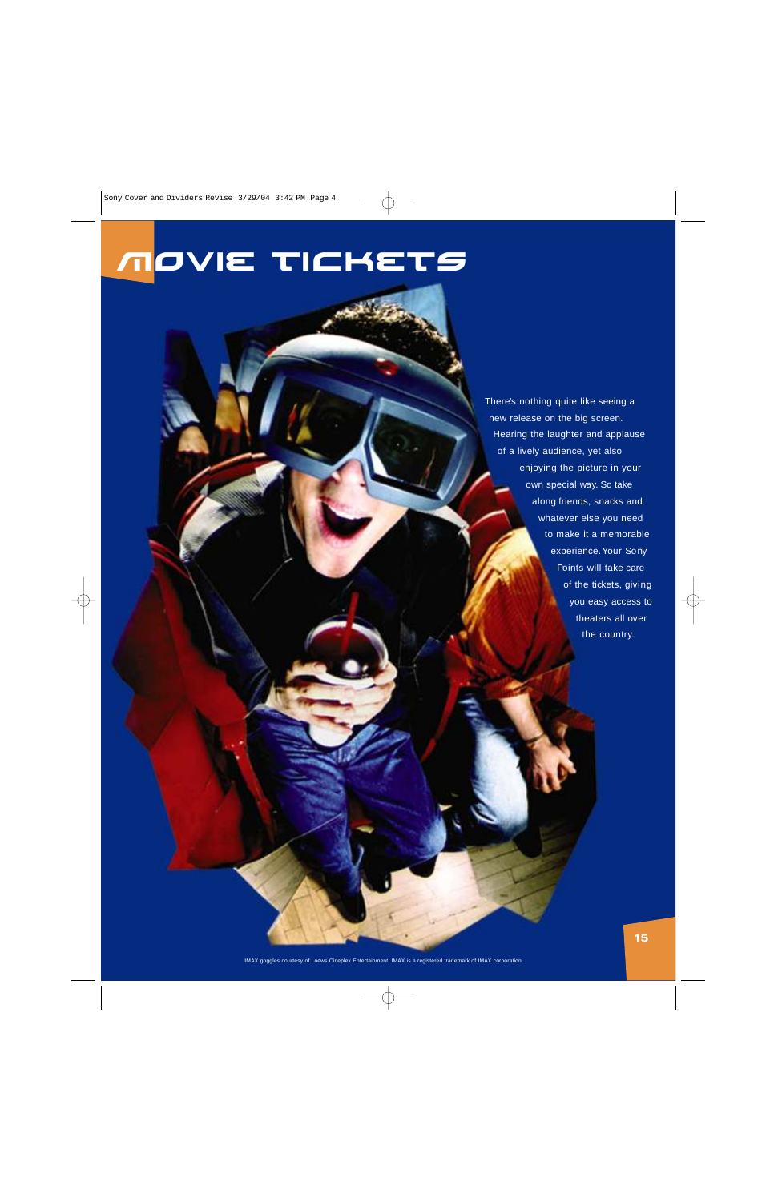# MOVIE TICKETS

There's nothing quite like seeing a new release on the big screen. Hearing the laughter and applause of a lively audience, yet also enjoying the picture in your own special way. So take along friends, snacks and whatever else you need to make it a memorable experience. Your Sony Points will take care of the tickets, giving you easy access to theaters all over the country.

IMAX goggles courtesy of Loews Cineplex Entertainment. IMAX is a registered trademark of IMAX corporation.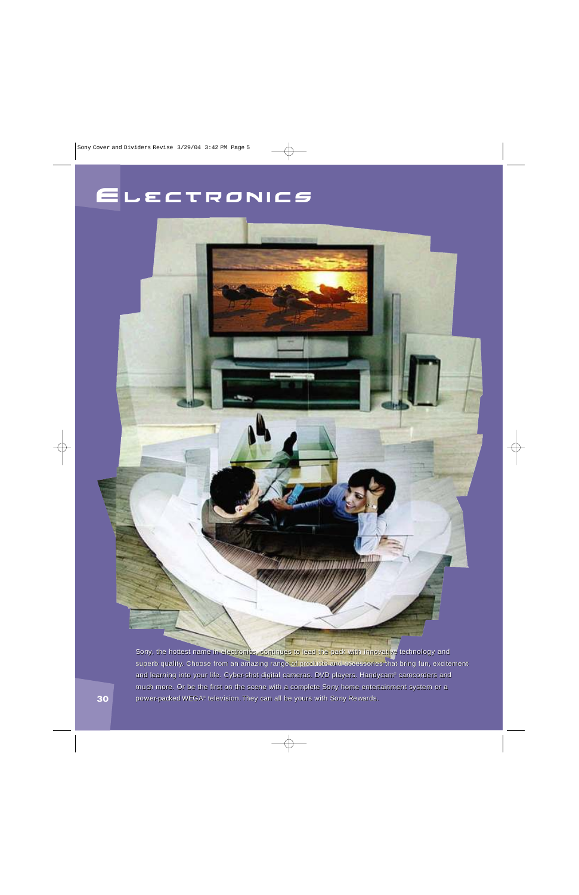# ELECTRONICS

Sony, the hottest name in electronics, continues to lead the pack with innovative technology and superb quality. Choose from an amazing range of products and accessories that bring fun, excitement and learning into your life. Cyber-shot digital cameras. DVD players. Handycam® camcorders and much more. Or be the first on the scene with a complete Sony home entertainment system or a power-packed WEGA® television. They can all be yours with Sony Rewards.